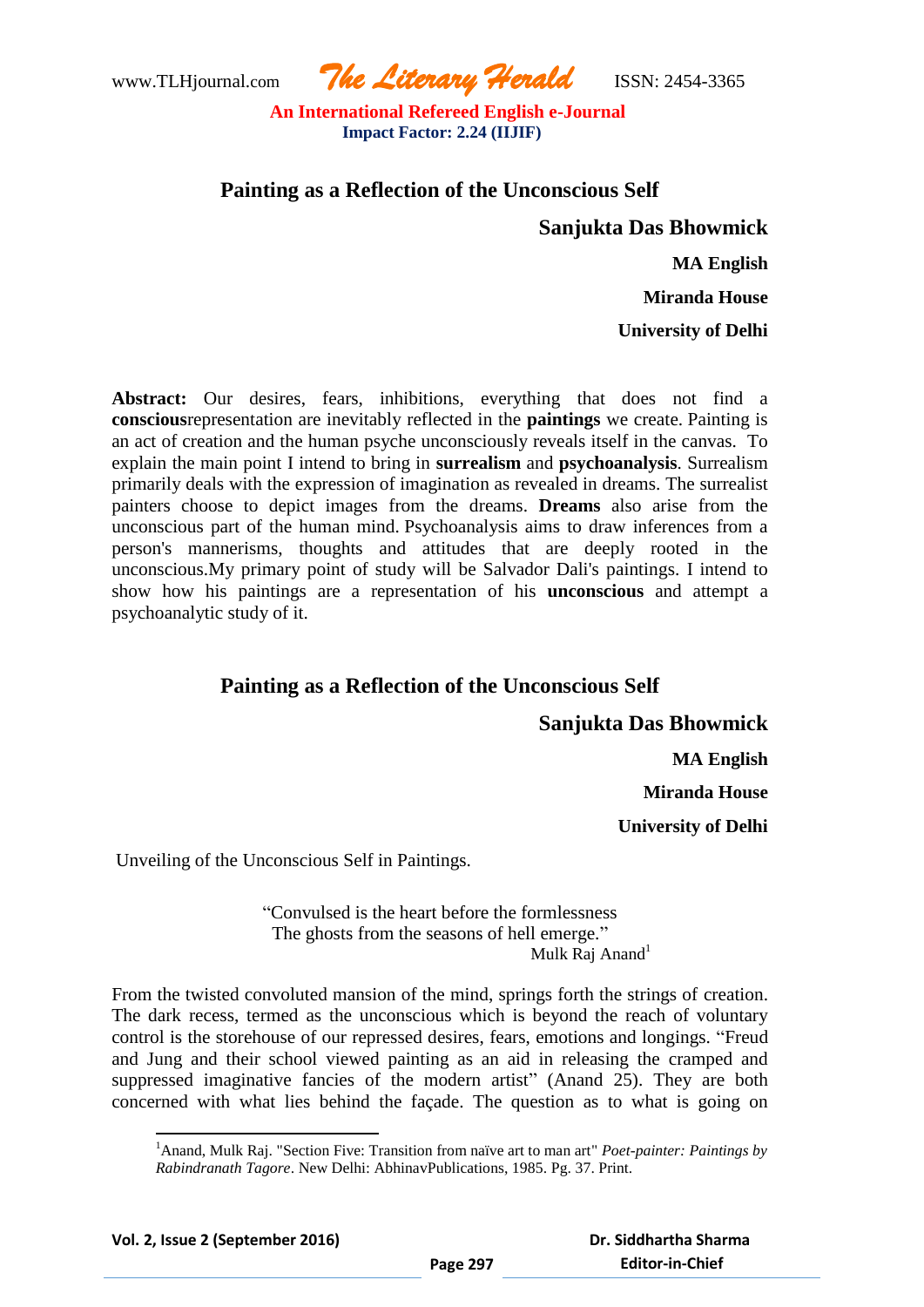# Painting as a Reflection of the Unconscious Self

**Sanjukta Das Bhowmick**

**MA English**

**Miranda House**

**University of Delhi**

**Abstract:** Our desires, fears, inhibitions, everything that does not find a **conscious**representation are inevitably reflected in the **paintings** we create. Painting is an act of creation and the human psyche unconsciously reveals itself in the canvas. To explain the main point I intend to bring in **surrealism** and **psychoanalysis**. Surrealism primarily deals with the expression of imagination as revealed in dreams. The surrealist painters choose to depict images from the dreams. **Dreams** also arise from the unconscious part of the human mind. Psychoanalysis aims to draw inferences from a person's mannerisms, thoughts and attitudes that are deeply rooted in the unconscious.My primary point of study will be Salvador Dali's paintings. I intend to show how his paintings are a representation of his **unconscious** and attempt a psychoanalytic study of it.

# Painting as a Reflection of the Unconscious Self

**Sanjukta Das Bhowmick**

**MA English**

**Miranda House**

**University of Delhi**

Unveiling of the Unconscious Self in Paintings.

> "Convulsed is the heart before the formlessness
> The ghosts from the seasons of hell emerge."
> Mulk Raj Anand[1]

From the twisted convoluted mansion of the mind, springs forth the strings of creation. The dark recess, termed as the unconscious which is beyond the reach of voluntary control is the storehouse of our repressed desires, fears, emotions and longings. "Freud and Jung and their school viewed painting as an aid in releasing the cramped and suppressed imaginative fancies of the modern artist" (Anand 25). They are both concerned with what lies behind the façade. The question as to what is going on

[1]Anand, Mulk Raj. "Section Five: Transition from naïve art to man art" *Poet-painter: Paintings by Rabindranath Tagore*. New Delhi: AbhinavPublications, 1985. Pg. 37. Print.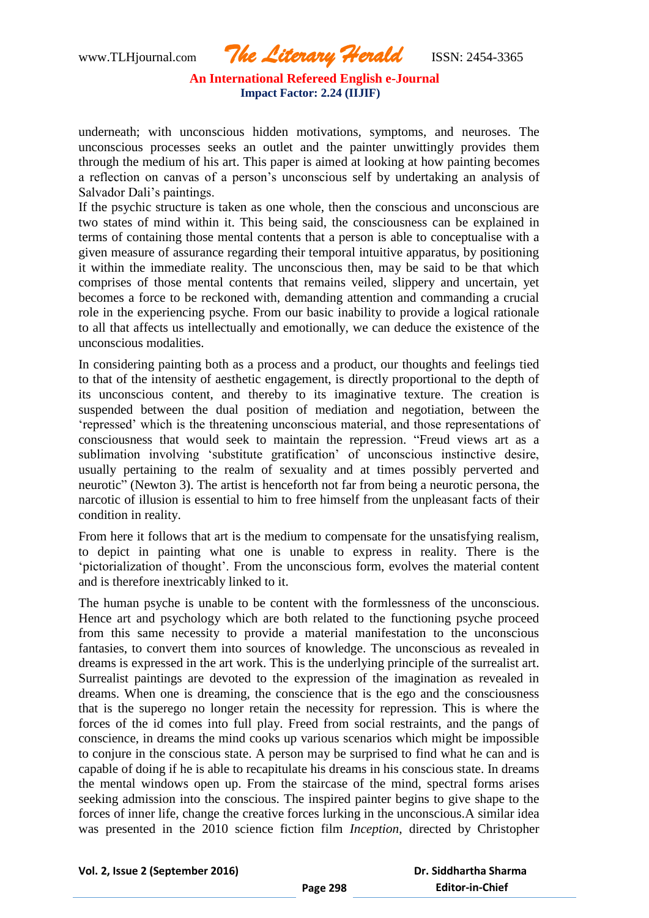underneath; with unconscious hidden motivations, symptoms, and neuroses. The unconscious processes seeks an outlet and the painter unwittingly provides them through the medium of his art. This paper is aimed at looking at how painting becomes a reflection on canvas of a person's unconscious self by undertaking an analysis of Salvador Dali's paintings.

If the psychic structure is taken as one whole, then the conscious and unconscious are two states of mind within it. This being said, the consciousness can be explained in terms of containing those mental contents that a person is able to conceptualise with a given measure of assurance regarding their temporal intuitive apparatus, by positioning it within the immediate reality. The unconscious then, may be said to be that which comprises of those mental contents that remains veiled, slippery and uncertain, yet becomes a force to be reckoned with, demanding attention and commanding a crucial role in the experiencing psyche. From our basic inability to provide a logical rationale to all that affects us intellectually and emotionally, we can deduce the existence of the unconscious modalities.

In considering painting both as a process and a product, our thoughts and feelings tied to that of the intensity of aesthetic engagement, is directly proportional to the depth of its unconscious content, and thereby to its imaginative texture. The creation is suspended between the dual position of mediation and negotiation, between the 'repressed' which is the threatening unconscious material, and those representations of consciousness that would seek to maintain the repression. "Freud views art as a sublimation involving 'substitute gratification' of unconscious instinctive desire, usually pertaining to the realm of sexuality and at times possibly perverted and neurotic" (Newton 3). The artist is henceforth not far from being a neurotic persona, the narcotic of illusion is essential to him to free himself from the unpleasant facts of their condition in reality.

From here it follows that art is the medium to compensate for the unsatisfying realism, to depict in painting what one is unable to express in reality. There is the 'pictorialization of thought'. From the unconscious form, evolves the material content and is therefore inextricably linked to it.

The human psyche is unable to be content with the formlessness of the unconscious. Hence art and psychology which are both related to the functioning psyche proceed from this same necessity to provide a material manifestation to the unconscious fantasies, to convert them into sources of knowledge. The unconscious as revealed in dreams is expressed in the art work. This is the underlying principle of the surrealist art. Surrealist paintings are devoted to the expression of the imagination as revealed in dreams. When one is dreaming, the conscience that is the ego and the consciousness that is the superego no longer retain the necessity for repression. This is where the forces of the id comes into full play. Freed from social restraints, and the pangs of conscience, in dreams the mind cooks up various scenarios which might be impossible to conjure in the conscious state. A person may be surprised to find what he can and is capable of doing if he is able to recapitulate his dreams in his conscious state. In dreams the mental windows open up. From the staircase of the mind, spectral forms arises seeking admission into the conscious. The inspired painter begins to give shape to the forces of inner life, change the creative forces lurking in the unconscious.A similar idea was presented in the 2010 science fiction film *Inception*, directed by Christopher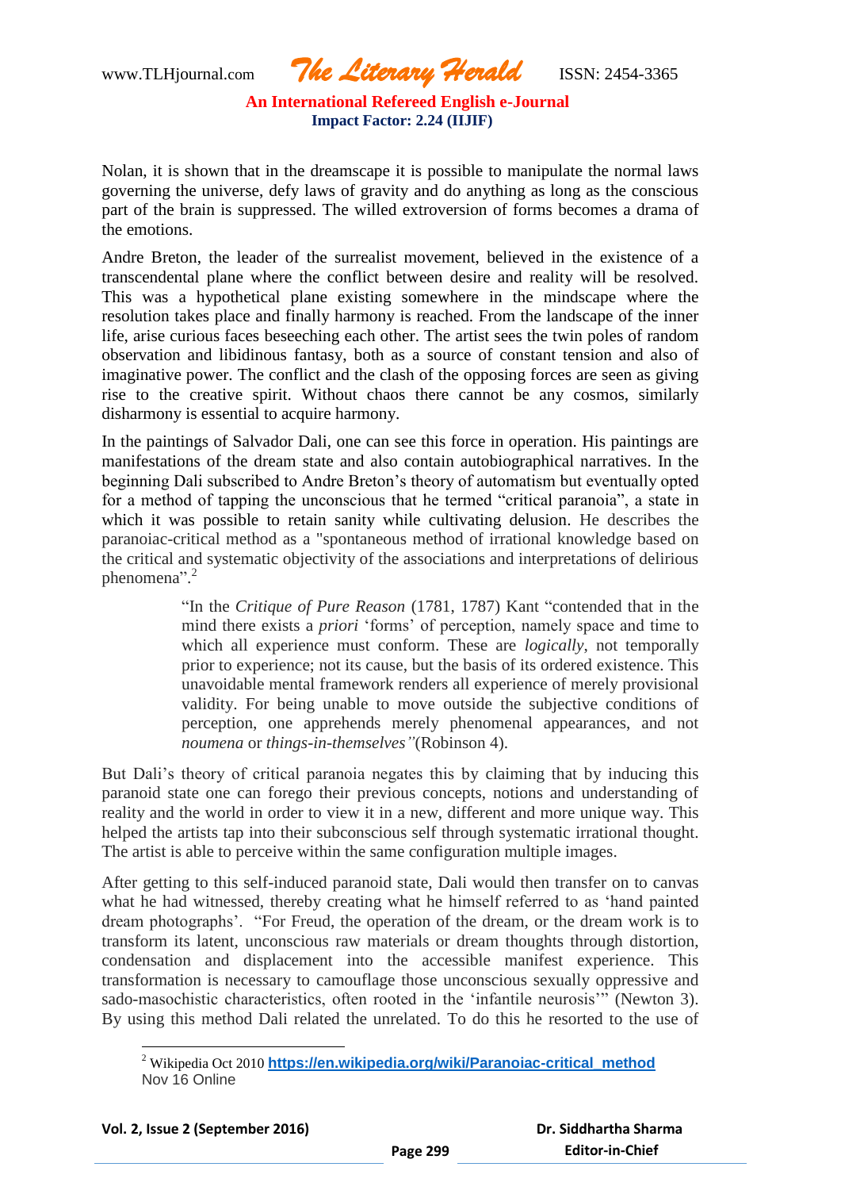Nolan, it is shown that in the dreamscape it is possible to manipulate the normal laws governing the universe, defy laws of gravity and do anything as long as the conscious part of the brain is suppressed. The willed extroversion of forms becomes a drama of the emotions.

Andre Breton, the leader of the surrealist movement, believed in the existence of a transcendental plane where the conflict between desire and reality will be resolved. This was a hypothetical plane existing somewhere in the mindscape where the resolution takes place and finally harmony is reached. From the landscape of the inner life, arise curious faces beseeching each other. The artist sees the twin poles of random observation and libidinous fantasy, both as a source of constant tension and also of imaginative power. The conflict and the clash of the opposing forces are seen as giving rise to the creative spirit. Without chaos there cannot be any cosmos, similarly disharmony is essential to acquire harmony.

In the paintings of Salvador Dali, one can see this force in operation. His paintings are manifestations of the dream state and also contain autobiographical narratives. In the beginning Dali subscribed to Andre Breton's theory of automatism but eventually opted for a method of tapping the unconscious that he termed "critical paranoia", a state in which it was possible to retain sanity while cultivating delusion. He describes the paranoiac-critical method as a "spontaneous method of irrational knowledge based on the critical and systematic objectivity of the associations and interpretations of delirious phenomena".[2]

> "In the *Critique of Pure Reason* (1781, 1787) Kant "contended that in the mind there exists a *priori* 'forms' of perception, namely space and time to which all experience must conform. These are *logically*, not temporally prior to experience; not its cause, but the basis of its ordered existence. This unavoidable mental framework renders all experience of merely provisional validity. For being unable to move outside the subjective conditions of perception, one apprehends merely phenomenal appearances, and not *noumena* or *things-in-themselves"*(Robinson 4).

But Dali's theory of critical paranoia negates this by claiming that by inducing this paranoid state one can forego their previous concepts, notions and understanding of reality and the world in order to view it in a new, different and more unique way. This helped the artists tap into their subconscious self through systematic irrational thought. The artist is able to perceive within the same configuration multiple images.

After getting to this self-induced paranoid state, Dali would then transfer on to canvas what he had witnessed, thereby creating what he himself referred to as 'hand painted dream photographs'. "For Freud, the operation of the dream, or the dream work is to transform its latent, unconscious raw materials or dream thoughts through distortion, condensation and displacement into the accessible manifest experience. This transformation is necessary to camouflage those unconscious sexually oppressive and sado-masochistic characteristics, often rooted in the 'infantile neurosis'" (Newton 3). By using this method Dali related the unrelated. To do this he resorted to the use of

---

[2] Wikipedia Oct 2010 **https://en.wikipedia.org/wiki/Paranoiac-critical_method** Nov 16 Online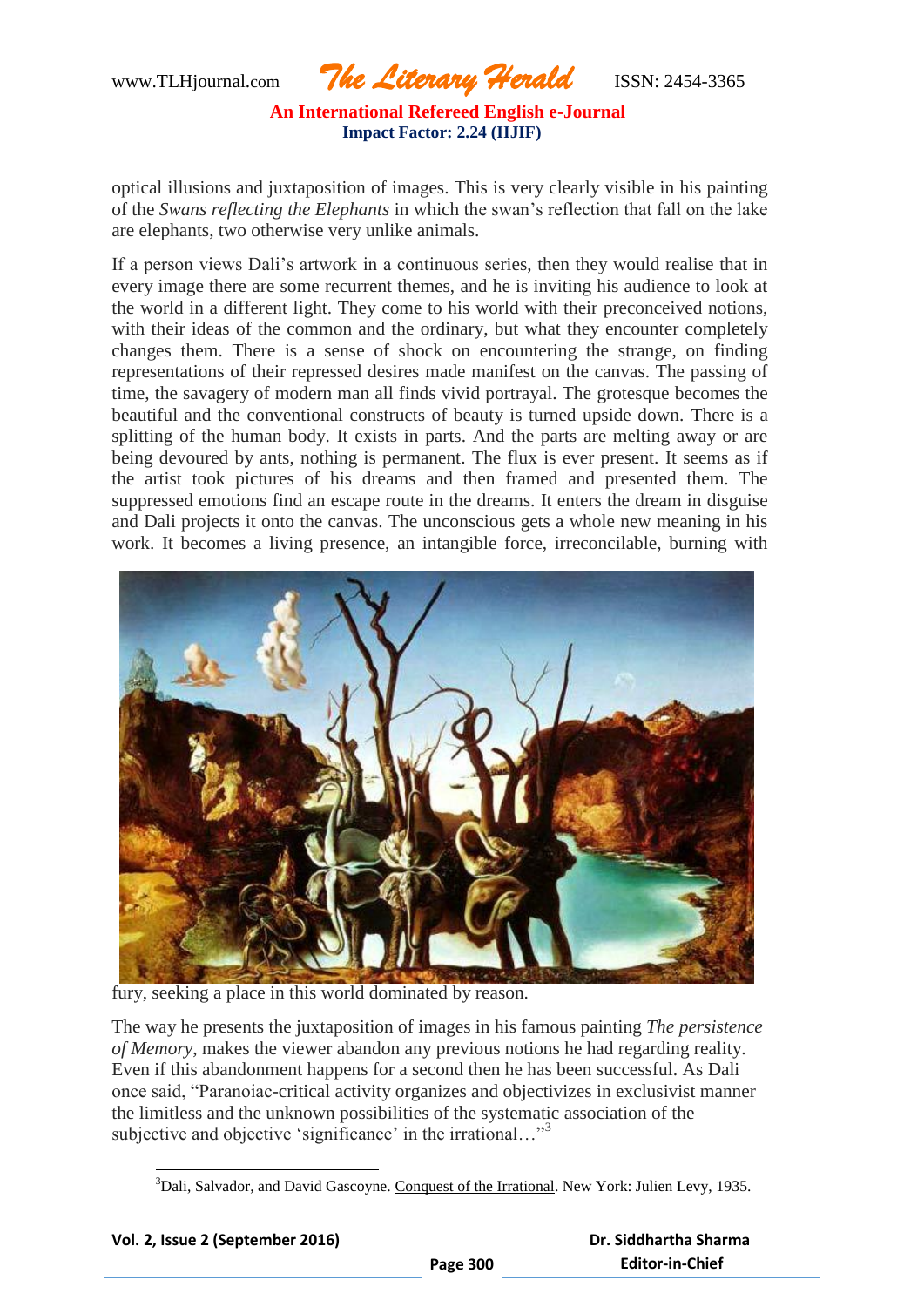optical illusions and juxtaposition of images. This is very clearly visible in his painting of the *Swans reflecting the Elephants* in which the swan's reflection that fall on the lake are elephants, two otherwise very unlike animals.

If a person views Dali's artwork in a continuous series, then they would realise that in every image there are some recurrent themes, and he is inviting his audience to look at the world in a different light. They come to his world with their preconceived notions, with their ideas of the common and the ordinary, but what they encounter completely changes them. There is a sense of shock on encountering the strange, on finding representations of their repressed desires made manifest on the canvas. The passing of time, the savagery of modern man all finds vivid portrayal. The grotesque becomes the beautiful and the conventional constructs of beauty is turned upside down. There is a splitting of the human body. It exists in parts. And the parts are melting away or are being devoured by ants, nothing is permanent. The flux is ever present. It seems as if the artist took pictures of his dreams and then framed and presented them. The suppressed emotions find an escape route in the dreams. It enters the dream in disguise and Dali projects it onto the canvas. The unconscious gets a whole new meaning in his work. It becomes a living presence, an intangible force, irreconcilable, burning with fury, seeking a place in this world dominated by reason.

The way he presents the juxtaposition of images in his famous painting *The persistence of Memory*, makes the viewer abandon any previous notions he had regarding reality. Even if this abandonment happens for a second then he has been successful. As Dali once said, "Paranoiac-critical activity organizes and objectivizes in exclusivist manner the limitless and the unknown possibilities of the systematic association of the subjective and objective 'significance' in the irrational…"[3]

---

[3]Dali, Salvador, and David Gascoyne. Conquest of the Irrational. New York: Julien Levy, 1935.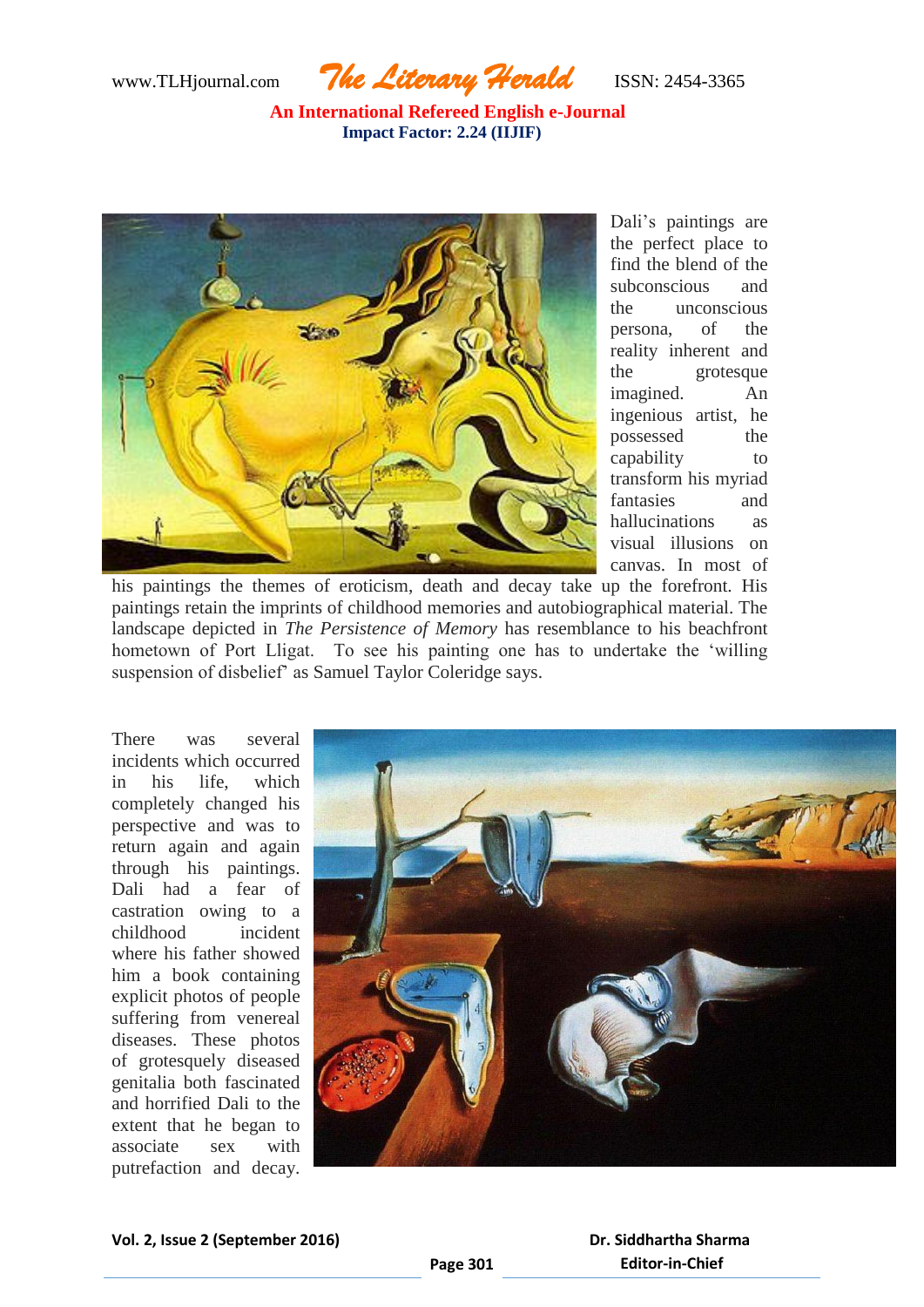Dali's paintings are the perfect place to find the blend of the subconscious and the unconscious persona, of the reality inherent and the grotesque imagined. An ingenious artist, he possessed the capability to transform his myriad fantasies and hallucinations as visual illusions on canvas. In most of his paintings the themes of eroticism, death and decay take up the forefront. His paintings retain the imprints of childhood memories and autobiographical material. The landscape depicted in *The Persistence of Memory* has resemblance to his beachfront hometown of Port Lligat. To see his painting one has to undertake the 'willing suspension of disbelief' as Samuel Taylor Coleridge says.

There was several incidents which occurred in his life, which completely changed his perspective and was to return again and again through his paintings. Dali had a fear of castration owing to a childhood incident where his father showed him a book containing explicit photos of people suffering from venereal diseases. These photos of grotesquely diseased genitalia both fascinated and horrified Dali to the extent that he began to associate sex with putrefaction and decay.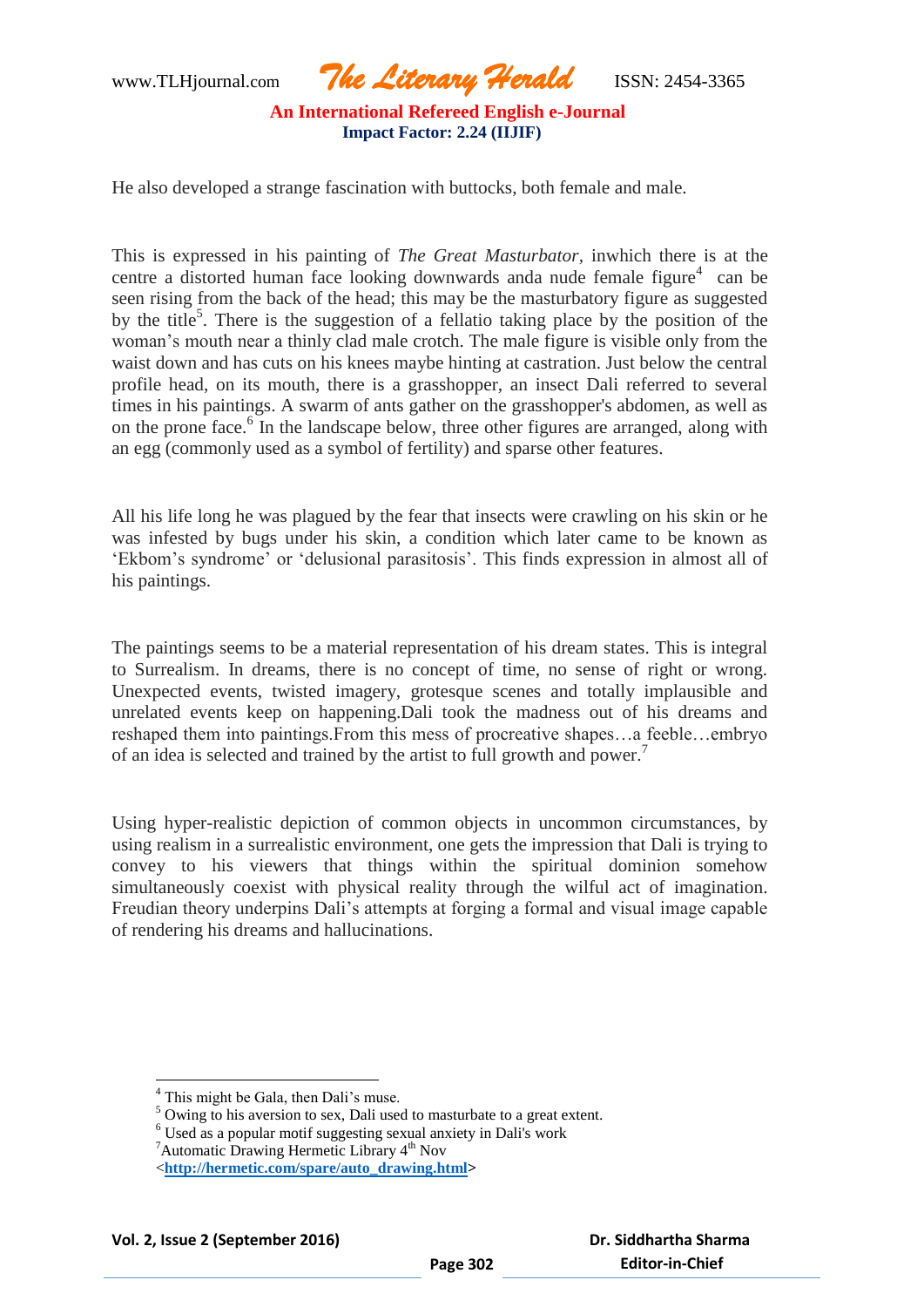He also developed a strange fascination with buttocks, both female and male.

This is expressed in his painting of *The Great Masturbator*, inwhich there is at the centre a distorted human face looking downwards anda nude female figure[4] can be seen rising from the back of the head; this may be the masturbatory figure as suggested by the title[5]. There is the suggestion of a fellatio taking place by the position of the woman's mouth near a thinly clad male crotch. The male figure is visible only from the waist down and has cuts on his knees maybe hinting at castration. Just below the central profile head, on its mouth, there is a grasshopper, an insect Dali referred to several times in his paintings. A swarm of ants gather on the grasshopper's abdomen, as well as on the prone face.[6] In the landscape below, three other figures are arranged, along with an egg (commonly used as a symbol of fertility) and sparse other features.

All his life long he was plagued by the fear that insects were crawling on his skin or he was infested by bugs under his skin, a condition which later came to be known as 'Ekbom's syndrome' or 'delusional parasitosis'. This finds expression in almost all of his paintings.

The paintings seems to be a material representation of his dream states. This is integral to Surrealism. In dreams, there is no concept of time, no sense of right or wrong. Unexpected events, twisted imagery, grotesque scenes and totally implausible and unrelated events keep on happening.Dali took the madness out of his dreams and reshaped them into paintings.From this mess of procreative shapes…a feeble…embryo of an idea is selected and trained by the artist to full growth and power.[7]

Using hyper-realistic depiction of common objects in uncommon circumstances, by using realism in a surrealistic environment, one gets the impression that Dali is trying to convey to his viewers that things within the spiritual dominion somehow simultaneously coexist with physical reality through the wilful act of imagination. Freudian theory underpins Dali's attempts at forging a formal and visual image capable of rendering his dreams and hallucinations.

---

[4] This might be Gala, then Dali's muse.

[5] Owing to his aversion to sex, Dali used to masturbate to a great extent.

[6] Used as a popular motif suggesting sexual anxiety in Dali's work

[7] Automatic Drawing Hermetic Library 4th Nov <http://hermetic.com/spare/auto_drawing.html>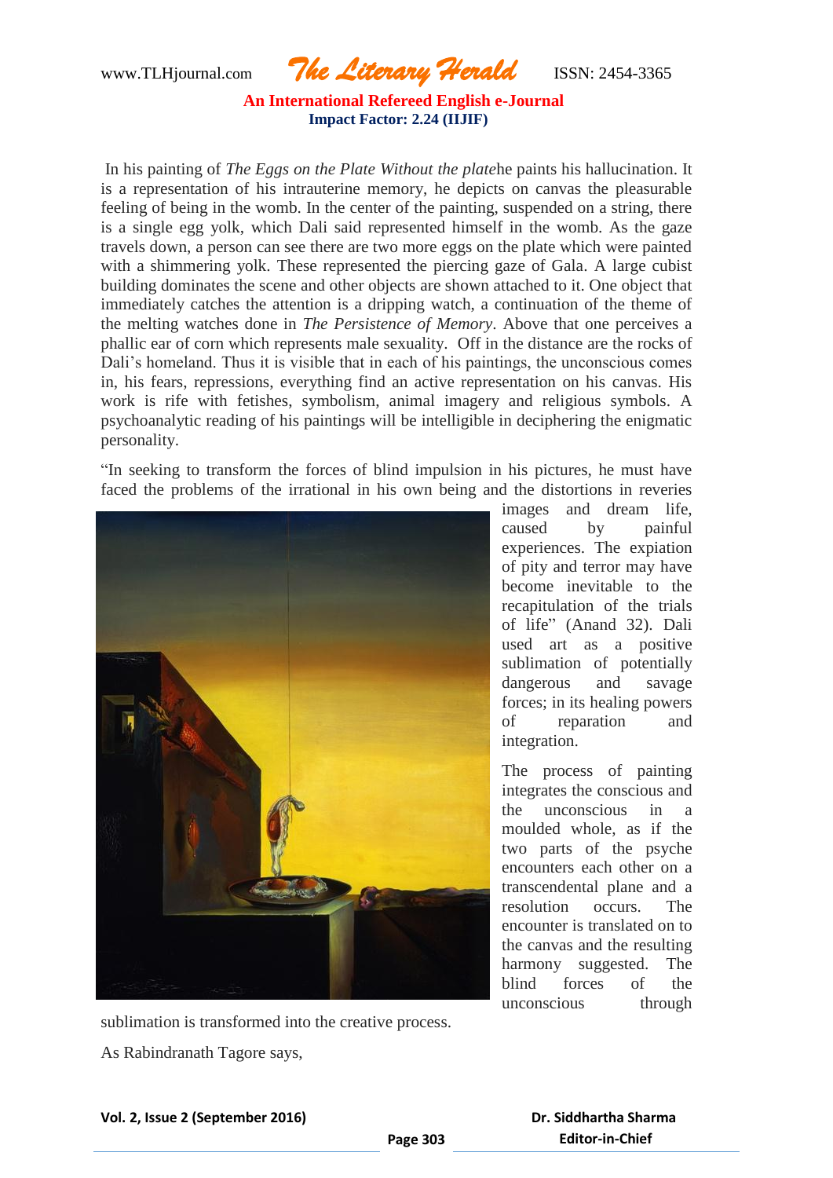In his painting of *The Eggs on the Plate Without the plate*he paints his hallucination. It is a representation of his intrauterine memory, he depicts on canvas the pleasurable feeling of being in the womb. In the center of the painting, suspended on a string, there is a single egg yolk, which Dali said represented himself in the womb. As the gaze travels down, a person can see there are two more eggs on the plate which were painted with a shimmering yolk. These represented the piercing gaze of Gala. A large cubist building dominates the scene and other objects are shown attached to it. One object that immediately catches the attention is a dripping watch, a continuation of the theme of the melting watches done in *The Persistence of Memory*. Above that one perceives a phallic ear of corn which represents male sexuality. Off in the distance are the rocks of Dali's homeland. Thus it is visible that in each of his paintings, the unconscious comes in, his fears, repressions, everything find an active representation on his canvas. His work is rife with fetishes, symbolism, animal imagery and religious symbols. A psychoanalytic reading of his paintings will be intelligible in deciphering the enigmatic personality.

"In seeking to transform the forces of blind impulsion in his pictures, he must have faced the problems of the irrational in his own being and the distortions in reveries images and dream life, caused by painful experiences. The expiation of pity and terror may have become inevitable to the recapitulation of the trials of life" (Anand 32). Dali used art as a positive sublimation of potentially dangerous and savage forces; in its healing powers of reparation and integration.

The process of painting integrates the conscious and the unconscious in a moulded whole, as if the two parts of the psyche encounters each other on a transcendental plane and a resolution occurs. The encounter is translated on to the canvas and the resulting harmony suggested. The blind forces of the unconscious through sublimation is transformed into the creative process.

As Rabindranath Tagore says,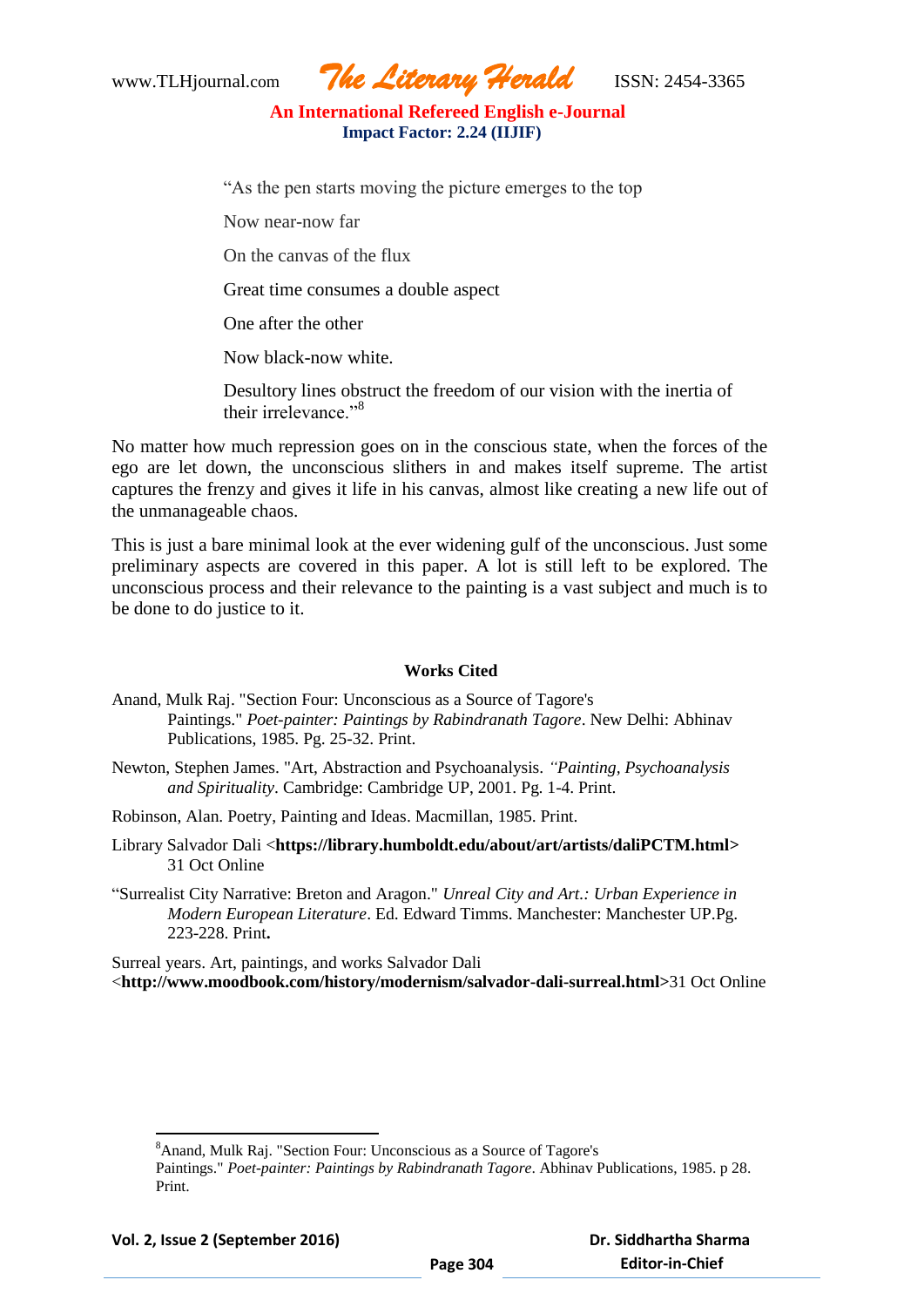"As the pen starts moving the picture emerges to the top

Now near-now far

On the canvas of the flux

Great time consumes a double aspect

One after the other

Now black-now white.

Desultory lines obstruct the freedom of our vision with the inertia of their irrelevance."[8]

No matter how much repression goes on in the conscious state, when the forces of the ego are let down, the unconscious slithers in and makes itself supreme. The artist captures the frenzy and gives it life in his canvas, almost like creating a new life out of the unmanageable chaos.

This is just a bare minimal look at the ever widening gulf of the unconscious. Just some preliminary aspects are covered in this paper. A lot is still left to be explored. The unconscious process and their relevance to the painting is a vast subject and much is to be done to do justice to it.

**Works Cited**

Anand, Mulk Raj. "Section Four: Unconscious as a Source of Tagore's Paintings." *Poet-painter: Paintings by Rabindranath Tagore*. New Delhi: Abhinav Publications, 1985. Pg. 25-32. Print.

Newton, Stephen James. "Art, Abstraction and Psychoanalysis. *"Painting, Psychoanalysis and Spirituality*. Cambridge: Cambridge UP, 2001. Pg. 1-4. Print.

Robinson, Alan. Poetry, Painting and Ideas. Macmillan, 1985. Print.

Library Salvador Dali <**https://library.humboldt.edu/about/art/artists/daliPCTM.html>** 31 Oct Online

"Surrealist City Narrative: Breton and Aragon." *Unreal City and Art.: Urban Experience in Modern European Literature*. Ed. Edward Timms. Manchester: Manchester UP.Pg. 223-228. Print**.**

Surreal years. Art, paintings, and works Salvador Dali <**http://www.moodbook.com/history/modernism/salvador-dali-surreal.html>**31 Oct Online

---

[8] Anand, Mulk Raj. "Section Four: Unconscious as a Source of Tagore's Paintings." *Poet-painter: Paintings by Rabindranath Tagore*. Abhinav Publications, 1985. p 28. Print.